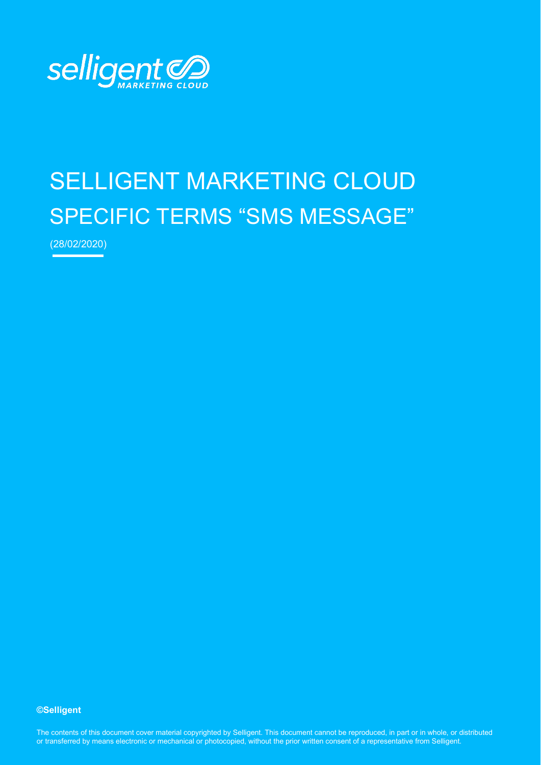selligent MARKETING CLOUD

# SELLIGENT MARKETING CLOUD
## SPECIFIC TERMS "SMS MESSAGE"

(28/02/2020)

**©Selligent**

The contents of this document cover material copyrighted by Selligent. This document cannot be reproduced, in part or in whole, or distributed or transferred by means electronic or mechanical or photocopied, without the prior written consent of a representative from Selligent.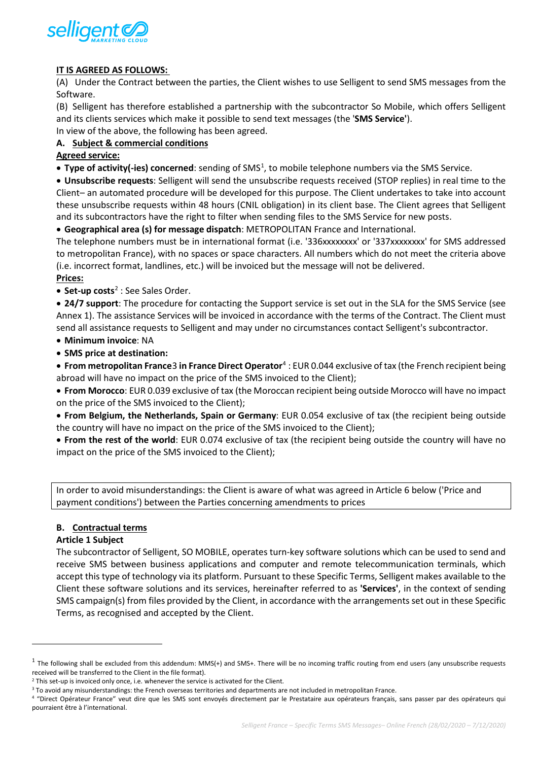**IT IS AGREED AS FOLLOWS:**

(A) Under the Contract between the parties, the Client wishes to use Selligent to send SMS messages from the Software.

(B) Selligent has therefore established a partnership with the subcontractor So Mobile, which offers Selligent and its clients services which make it possible to send text messages (the '**SMS Service'**).

In view of the above, the following has been agreed.

**A. Subject & commercial conditions**

**Agreed service:**

- **Type of activity(-ies) concerned**: sending of SMS[1], to mobile telephone numbers via the SMS Service.
- **Unsubscribe requests**: Selligent will send the unsubscribe requests received (STOP replies) in real time to the Client– an automated procedure will be developed for this purpose. The Client undertakes to take into account these unsubscribe requests within 48 hours (CNIL obligation) in its client base. The Client agrees that Selligent and its subcontractors have the right to filter when sending files to the SMS Service for new posts.
- **Geographical area (s) for message dispatch**: METROPOLITAN France and International.

The telephone numbers must be in international format (i.e. '336xxxxxxxx' or '337xxxxxxxx' for SMS addressed to metropolitan France), with no spaces or space characters. All numbers which do not meet the criteria above (i.e. incorrect format, landlines, etc.) will be invoiced but the message will not be delivered.

**Prices:**

- **Set-up costs**[2] : See Sales Order.
- **24/7 support**: The procedure for contacting the Support service is set out in the SLA for the SMS Service (see Annex 1). The assistance Services will be invoiced in accordance with the terms of the Contract. The Client must send all assistance requests to Selligent and may under no circumstances contact Selligent's subcontractor.
- **Minimum invoice**: NA
- **SMS price at destination:**
- **From metropolitan France**3 **in France Direct Operator**[4] : EUR 0.044 exclusive of tax (the French recipient being abroad will have no impact on the price of the SMS invoiced to the Client);
- **From Morocco**: EUR 0.039 exclusive of tax (the Moroccan recipient being outside Morocco will have no impact on the price of the SMS invoiced to the Client);
- **From Belgium, the Netherlands, Spain or Germany**: EUR 0.054 exclusive of tax (the recipient being outside the country will have no impact on the price of the SMS invoiced to the Client);
- **From the rest of the world**: EUR 0.074 exclusive of tax (the recipient being outside the country will have no impact on the price of the SMS invoiced to the Client);

In order to avoid misunderstandings: the Client is aware of what was agreed in Article 6 below ('Price and payment conditions') between the Parties concerning amendments to prices

**B. Contractual terms**

**Article 1 Subject**

The subcontractor of Selligent, SO MOBILE, operates turn-key software solutions which can be used to send and receive SMS between business applications and computer and remote telecommunication terminals, which accept this type of technology via its platform. Pursuant to these Specific Terms, Selligent makes available to the Client these software solutions and its services, hereinafter referred to as **'Services'**, in the context of sending SMS campaign(s) from files provided by the Client, in accordance with the arrangements set out in these Specific Terms, as recognised and accepted by the Client.

---

[1] The following shall be excluded from this addendum: MMS(+) and SMS+. There will be no incoming traffic routing from end users (any unsubscribe requests received will be transferred to the Client in the file format).

[2] This set-up is invoiced only once, i.e. whenever the service is activated for the Client.

[3] To avoid any misunderstandings: the French overseas territories and departments are not included in metropolitan France.

[4] "Direct Opérateur France" veut dire que les SMS sont envoyés directement par le Prestataire aux opérateurs français, sans passer par des opérateurs qui pourraient être à l'international.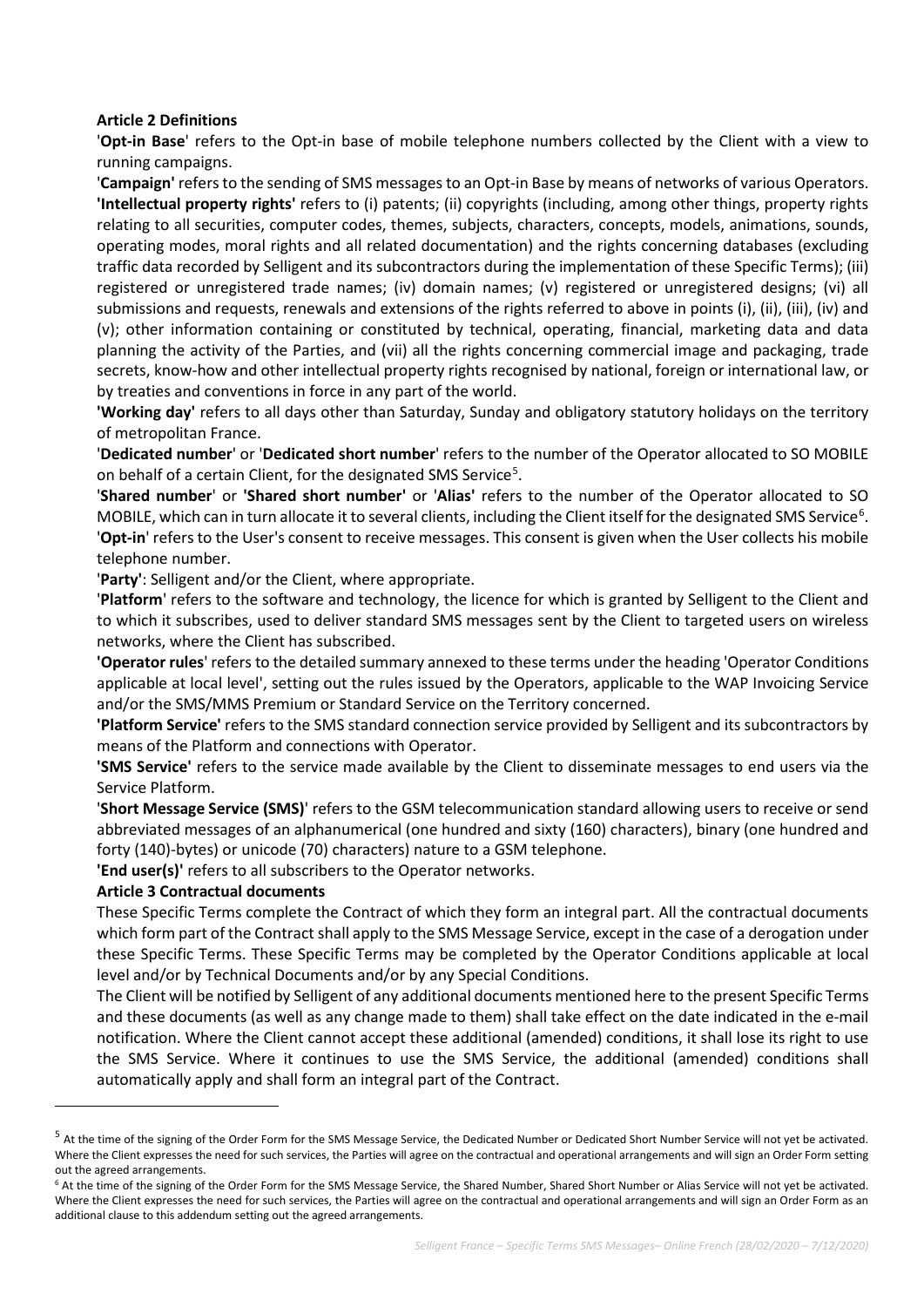**Article 2 Definitions**

'**Opt-in Base**' refers to the Opt-in base of mobile telephone numbers collected by the Client with a view to running campaigns.

'**Campaign'** refers to the sending of SMS messages to an Opt-in Base by means of networks of various Operators.

**'Intellectual property rights'** refers to (i) patents; (ii) copyrights (including, among other things, property rights relating to all securities, computer codes, themes, subjects, characters, concepts, models, animations, sounds, operating modes, moral rights and all related documentation) and the rights concerning databases (excluding traffic data recorded by Selligent and its subcontractors during the implementation of these Specific Terms); (iii) registered or unregistered trade names; (iv) domain names; (v) registered or unregistered designs; (vi) all submissions and requests, renewals and extensions of the rights referred to above in points (i), (ii), (iii), (iv) and (v); other information containing or constituted by technical, operating, financial, marketing data and data planning the activity of the Parties, and (vii) all the rights concerning commercial image and packaging, trade secrets, know-how and other intellectual property rights recognised by national, foreign or international law, or by treaties and conventions in force in any part of the world.

**'Working day'** refers to all days other than Saturday, Sunday and obligatory statutory holidays on the territory of metropolitan France.

'**Dedicated number**' or '**Dedicated short number**' refers to the number of the Operator allocated to SO MOBILE on behalf of a certain Client, for the designated SMS Service[5].

'**Shared number**' or **'Shared short number'** or '**Alias'** refers to the number of the Operator allocated to SO MOBILE, which can in turn allocate it to several clients, including the Client itself for the designated SMS Service[6].

'**Opt-in**' refers to the User's consent to receive messages. This consent is given when the User collects his mobile telephone number.

'**Party'**: Selligent and/or the Client, where appropriate.

'**Platform**' refers to the software and technology, the licence for which is granted by Selligent to the Client and to which it subscribes, used to deliver standard SMS messages sent by the Client to targeted users on wireless networks, where the Client has subscribed.

**'Operator rules**' refers to the detailed summary annexed to these terms under the heading 'Operator Conditions applicable at local level', setting out the rules issued by the Operators, applicable to the WAP Invoicing Service and/or the SMS/MMS Premium or Standard Service on the Territory concerned.

**'Platform Service'** refers to the SMS standard connection service provided by Selligent and its subcontractors by means of the Platform and connections with Operator.

**'SMS Service'** refers to the service made available by the Client to disseminate messages to end users via the Service Platform.

'**Short Message Service (SMS)**' refers to the GSM telecommunication standard allowing users to receive or send abbreviated messages of an alphanumerical (one hundred and sixty (160) characters), binary (one hundred and forty (140)-bytes) or unicode (70) characters) nature to a GSM telephone.

**'End user(s)'** refers to all subscribers to the Operator networks.

**Article 3 Contractual documents**

These Specific Terms complete the Contract of which they form an integral part. All the contractual documents which form part of the Contract shall apply to the SMS Message Service, except in the case of a derogation under these Specific Terms. These Specific Terms may be completed by the Operator Conditions applicable at local level and/or by Technical Documents and/or by any Special Conditions.

The Client will be notified by Selligent of any additional documents mentioned here to the present Specific Terms and these documents (as well as any change made to them) shall take effect on the date indicated in the e-mail notification. Where the Client cannot accept these additional (amended) conditions, it shall lose its right to use the SMS Service. Where it continues to use the SMS Service, the additional (amended) conditions shall automatically apply and shall form an integral part of the Contract.

---

[5] At the time of the signing of the Order Form for the SMS Message Service, the Dedicated Number or Dedicated Short Number Service will not yet be activated. Where the Client expresses the need for such services, the Parties will agree on the contractual and operational arrangements and will sign an Order Form setting out the agreed arrangements.

[6] At the time of the signing of the Order Form for the SMS Message Service, the Shared Number, Shared Short Number or Alias Service will not yet be activated. Where the Client expresses the need for such services, the Parties will agree on the contractual and operational arrangements and will sign an Order Form as an additional clause to this addendum setting out the agreed arrangements.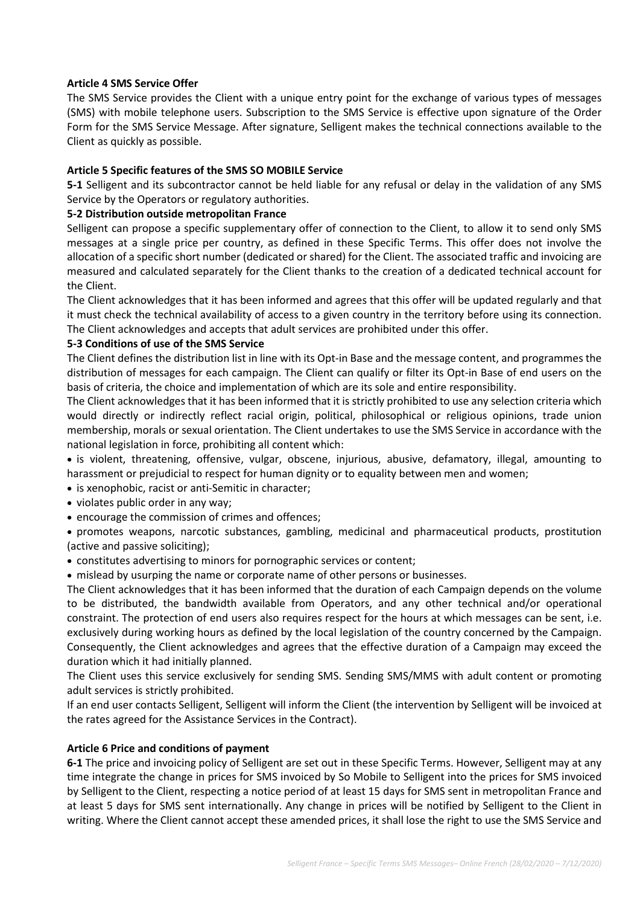**Article 4 SMS Service Offer**

The SMS Service provides the Client with a unique entry point for the exchange of various types of messages (SMS) with mobile telephone users. Subscription to the SMS Service is effective upon signature of the Order Form for the SMS Service Message. After signature, Selligent makes the technical connections available to the Client as quickly as possible.

**Article 5 Specific features of the SMS SO MOBILE Service**

**5-1** Selligent and its subcontractor cannot be held liable for any refusal or delay in the validation of any SMS Service by the Operators or regulatory authorities.

**5-2 Distribution outside metropolitan France**

Selligent can propose a specific supplementary offer of connection to the Client, to allow it to send only SMS messages at a single price per country, as defined in these Specific Terms. This offer does not involve the allocation of a specific short number (dedicated or shared) for the Client. The associated traffic and invoicing are measured and calculated separately for the Client thanks to the creation of a dedicated technical account for the Client.

The Client acknowledges that it has been informed and agrees that this offer will be updated regularly and that it must check the technical availability of access to a given country in the territory before using its connection. The Client acknowledges and accepts that adult services are prohibited under this offer.

**5-3 Conditions of use of the SMS Service**

The Client defines the distribution list in line with its Opt-in Base and the message content, and programmes the distribution of messages for each campaign. The Client can qualify or filter its Opt-in Base of end users on the basis of criteria, the choice and implementation of which are its sole and entire responsibility.

The Client acknowledges that it has been informed that it is strictly prohibited to use any selection criteria which would directly or indirectly reflect racial origin, political, philosophical or religious opinions, trade union membership, morals or sexual orientation. The Client undertakes to use the SMS Service in accordance with the national legislation in force, prohibiting all content which:

- is violent, threatening, offensive, vulgar, obscene, injurious, abusive, defamatory, illegal, amounting to harassment or prejudicial to respect for human dignity or to equality between men and women;
- is xenophobic, racist or anti-Semitic in character;
- violates public order in any way;
- encourage the commission of crimes and offences;
- promotes weapons, narcotic substances, gambling, medicinal and pharmaceutical products, prostitution (active and passive soliciting);
- constitutes advertising to minors for pornographic services or content;
- mislead by usurping the name or corporate name of other persons or businesses.

The Client acknowledges that it has been informed that the duration of each Campaign depends on the volume to be distributed, the bandwidth available from Operators, and any other technical and/or operational constraint. The protection of end users also requires respect for the hours at which messages can be sent, i.e. exclusively during working hours as defined by the local legislation of the country concerned by the Campaign. Consequently, the Client acknowledges and agrees that the effective duration of a Campaign may exceed the duration which it had initially planned.

The Client uses this service exclusively for sending SMS. Sending SMS/MMS with adult content or promoting adult services is strictly prohibited.

If an end user contacts Selligent, Selligent will inform the Client (the intervention by Selligent will be invoiced at the rates agreed for the Assistance Services in the Contract).

**Article 6 Price and conditions of payment**

**6-1** The price and invoicing policy of Selligent are set out in these Specific Terms. However, Selligent may at any time integrate the change in prices for SMS invoiced by So Mobile to Selligent into the prices for SMS invoiced by Selligent to the Client, respecting a notice period of at least 15 days for SMS sent in metropolitan France and at least 5 days for SMS sent internationally. Any change in prices will be notified by Selligent to the Client in writing. Where the Client cannot accept these amended prices, it shall lose the right to use the SMS Service and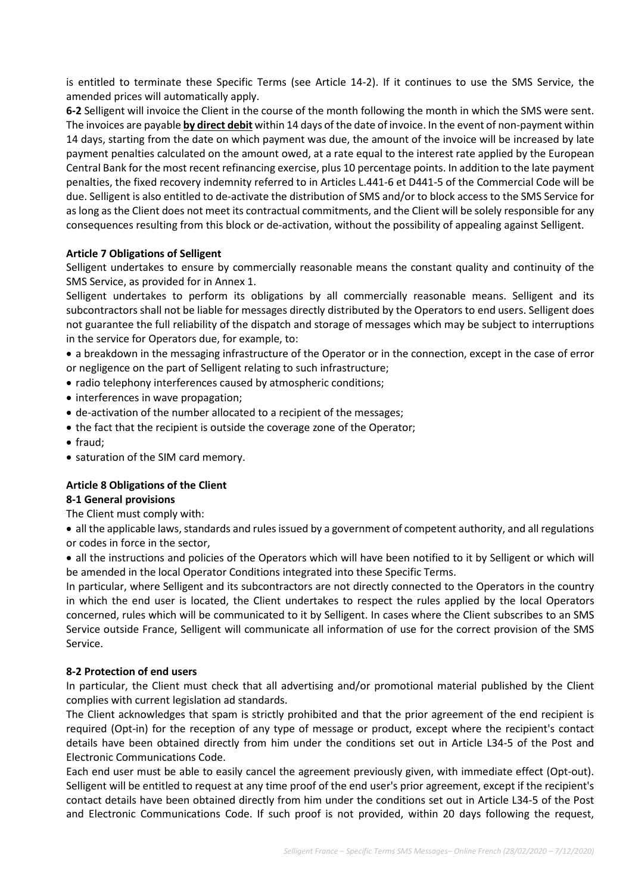is entitled to terminate these Specific Terms (see Article 14-2). If it continues to use the SMS Service, the amended prices will automatically apply.

**6-2** Selligent will invoice the Client in the course of the month following the month in which the SMS were sent. The invoices are payable **by direct debit** within 14 days of the date of invoice. In the event of non-payment within 14 days, starting from the date on which payment was due, the amount of the invoice will be increased by late payment penalties calculated on the amount owed, at a rate equal to the interest rate applied by the European Central Bank for the most recent refinancing exercise, plus 10 percentage points. In addition to the late payment penalties, the fixed recovery indemnity referred to in Articles L.441-6 et D441-5 of the Commercial Code will be due. Selligent is also entitled to de-activate the distribution of SMS and/or to block access to the SMS Service for as long as the Client does not meet its contractual commitments, and the Client will be solely responsible for any consequences resulting from this block or de-activation, without the possibility of appealing against Selligent.

**Article 7 Obligations of Selligent**

Selligent undertakes to ensure by commercially reasonable means the constant quality and continuity of the SMS Service, as provided for in Annex 1.

Selligent undertakes to perform its obligations by all commercially reasonable means. Selligent and its subcontractors shall not be liable for messages directly distributed by the Operators to end users. Selligent does not guarantee the full reliability of the dispatch and storage of messages which may be subject to interruptions in the service for Operators due, for example, to:

- a breakdown in the messaging infrastructure of the Operator or in the connection, except in the case of error or negligence on the part of Selligent relating to such infrastructure;
- radio telephony interferences caused by atmospheric conditions;
- interferences in wave propagation;
- de-activation of the number allocated to a recipient of the messages;
- the fact that the recipient is outside the coverage zone of the Operator;
- fraud;
- saturation of the SIM card memory.

**Article 8 Obligations of the Client**

**8-1 General provisions**

The Client must comply with:

- all the applicable laws, standards and rules issued by a government of competent authority, and all regulations or codes in force in the sector,
- all the instructions and policies of the Operators which will have been notified to it by Selligent or which will be amended in the local Operator Conditions integrated into these Specific Terms.

In particular, where Selligent and its subcontractors are not directly connected to the Operators in the country in which the end user is located, the Client undertakes to respect the rules applied by the local Operators concerned, rules which will be communicated to it by Selligent. In cases where the Client subscribes to an SMS Service outside France, Selligent will communicate all information of use for the correct provision of the SMS Service.

**8-2 Protection of end users**

In particular, the Client must check that all advertising and/or promotional material published by the Client complies with current legislation ad standards.

The Client acknowledges that spam is strictly prohibited and that the prior agreement of the end recipient is required (Opt-in) for the reception of any type of message or product, except where the recipient's contact details have been obtained directly from him under the conditions set out in Article L34-5 of the Post and Electronic Communications Code.

Each end user must be able to easily cancel the agreement previously given, with immediate effect (Opt-out). Selligent will be entitled to request at any time proof of the end user's prior agreement, except if the recipient's contact details have been obtained directly from him under the conditions set out in Article L34-5 of the Post and Electronic Communications Code. If such proof is not provided, within 20 days following the request,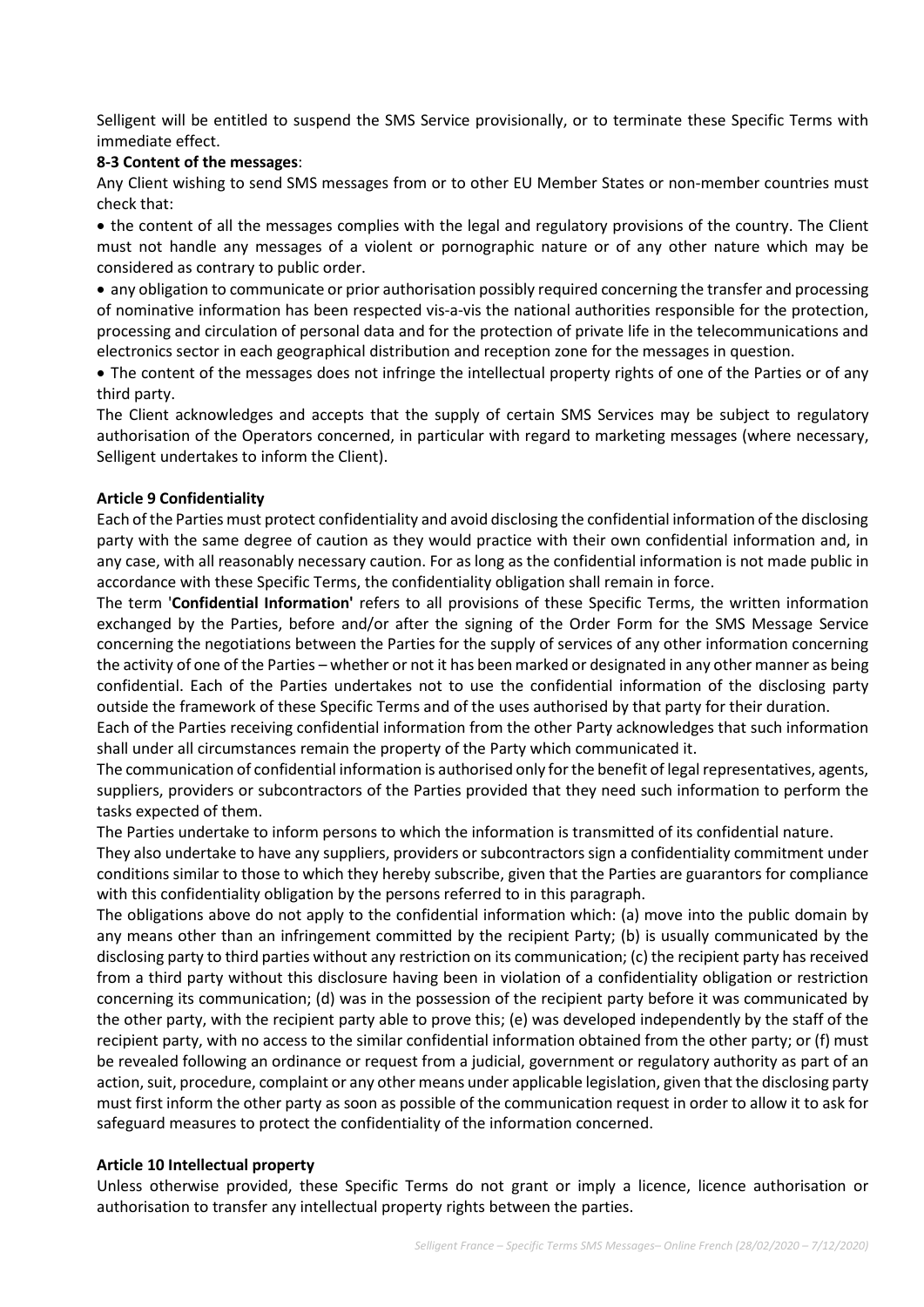Selligent will be entitled to suspend the SMS Service provisionally, or to terminate these Specific Terms with immediate effect.

**8-3 Content of the messages**:

Any Client wishing to send SMS messages from or to other EU Member States or non-member countries must check that:

- the content of all the messages complies with the legal and regulatory provisions of the country. The Client must not handle any messages of a violent or pornographic nature or of any other nature which may be considered as contrary to public order.
- any obligation to communicate or prior authorisation possibly required concerning the transfer and processing of nominative information has been respected vis-a-vis the national authorities responsible for the protection, processing and circulation of personal data and for the protection of private life in the telecommunications and electronics sector in each geographical distribution and reception zone for the messages in question.
- The content of the messages does not infringe the intellectual property rights of one of the Parties or of any third party.

The Client acknowledges and accepts that the supply of certain SMS Services may be subject to regulatory authorisation of the Operators concerned, in particular with regard to marketing messages (where necessary, Selligent undertakes to inform the Client).

**Article 9 Confidentiality**

Each of the Parties must protect confidentiality and avoid disclosing the confidential information of the disclosing party with the same degree of caution as they would practice with their own confidential information and, in any case, with all reasonably necessary caution. For as long as the confidential information is not made public in accordance with these Specific Terms, the confidentiality obligation shall remain in force.

The term '**Confidential Information'** refers to all provisions of these Specific Terms, the written information exchanged by the Parties, before and/or after the signing of the Order Form for the SMS Message Service concerning the negotiations between the Parties for the supply of services of any other information concerning the activity of one of the Parties – whether or not it has been marked or designated in any other manner as being confidential. Each of the Parties undertakes not to use the confidential information of the disclosing party outside the framework of these Specific Terms and of the uses authorised by that party for their duration.

Each of the Parties receiving confidential information from the other Party acknowledges that such information shall under all circumstances remain the property of the Party which communicated it.

The communication of confidential information is authorised only for the benefit of legal representatives, agents, suppliers, providers or subcontractors of the Parties provided that they need such information to perform the tasks expected of them.

The Parties undertake to inform persons to which the information is transmitted of its confidential nature.

They also undertake to have any suppliers, providers or subcontractors sign a confidentiality commitment under conditions similar to those to which they hereby subscribe, given that the Parties are guarantors for compliance with this confidentiality obligation by the persons referred to in this paragraph.

The obligations above do not apply to the confidential information which: (a) move into the public domain by any means other than an infringement committed by the recipient Party; (b) is usually communicated by the disclosing party to third parties without any restriction on its communication; (c) the recipient party has received from a third party without this disclosure having been in violation of a confidentiality obligation or restriction concerning its communication; (d) was in the possession of the recipient party before it was communicated by the other party, with the recipient party able to prove this; (e) was developed independently by the staff of the recipient party, with no access to the similar confidential information obtained from the other party; or (f) must be revealed following an ordinance or request from a judicial, government or regulatory authority as part of an action, suit, procedure, complaint or any other means under applicable legislation, given that the disclosing party must first inform the other party as soon as possible of the communication request in order to allow it to ask for safeguard measures to protect the confidentiality of the information concerned.

**Article 10 Intellectual property**

Unless otherwise provided, these Specific Terms do not grant or imply a licence, licence authorisation or authorisation to transfer any intellectual property rights between the parties.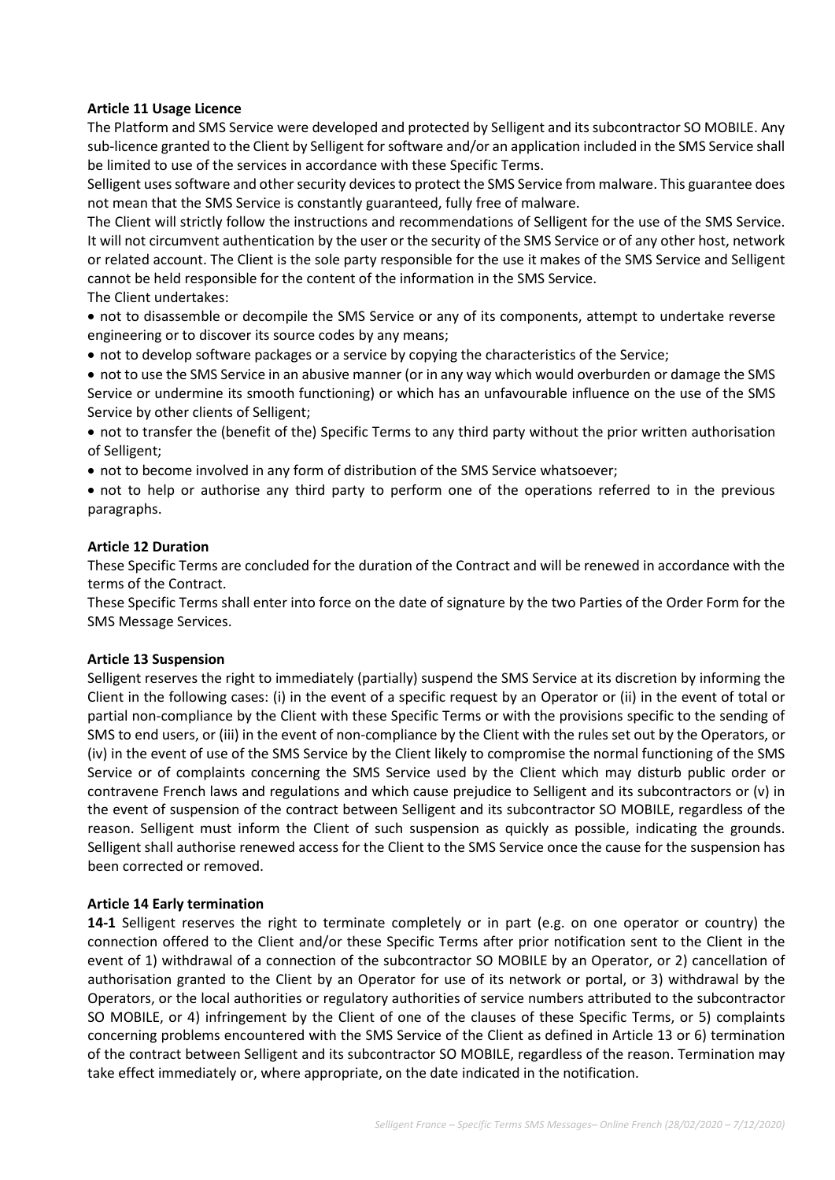**Article 11 Usage Licence**

The Platform and SMS Service were developed and protected by Selligent and its subcontractor SO MOBILE. Any sub-licence granted to the Client by Selligent for software and/or an application included in the SMS Service shall be limited to use of the services in accordance with these Specific Terms.

Selligent uses software and other security devices to protect the SMS Service from malware. This guarantee does not mean that the SMS Service is constantly guaranteed, fully free of malware.

The Client will strictly follow the instructions and recommendations of Selligent for the use of the SMS Service. It will not circumvent authentication by the user or the security of the SMS Service or of any other host, network or related account. The Client is the sole party responsible for the use it makes of the SMS Service and Selligent cannot be held responsible for the content of the information in the SMS Service.

The Client undertakes:

- not to disassemble or decompile the SMS Service or any of its components, attempt to undertake reverse engineering or to discover its source codes by any means;
- not to develop software packages or a service by copying the characteristics of the Service;
- not to use the SMS Service in an abusive manner (or in any way which would overburden or damage the SMS Service or undermine its smooth functioning) or which has an unfavourable influence on the use of the SMS Service by other clients of Selligent;
- not to transfer the (benefit of the) Specific Terms to any third party without the prior written authorisation of Selligent;
- not to become involved in any form of distribution of the SMS Service whatsoever;
- not to help or authorise any third party to perform one of the operations referred to in the previous paragraphs.

**Article 12 Duration**

These Specific Terms are concluded for the duration of the Contract and will be renewed in accordance with the terms of the Contract.

These Specific Terms shall enter into force on the date of signature by the two Parties of the Order Form for the SMS Message Services.

**Article 13 Suspension**

Selligent reserves the right to immediately (partially) suspend the SMS Service at its discretion by informing the Client in the following cases: (i) in the event of a specific request by an Operator or (ii) in the event of total or partial non-compliance by the Client with these Specific Terms or with the provisions specific to the sending of SMS to end users, or (iii) in the event of non-compliance by the Client with the rules set out by the Operators, or (iv) in the event of use of the SMS Service by the Client likely to compromise the normal functioning of the SMS Service or of complaints concerning the SMS Service used by the Client which may disturb public order or contravene French laws and regulations and which cause prejudice to Selligent and its subcontractors or (v) in the event of suspension of the contract between Selligent and its subcontractor SO MOBILE, regardless of the reason. Selligent must inform the Client of such suspension as quickly as possible, indicating the grounds. Selligent shall authorise renewed access for the Client to the SMS Service once the cause for the suspension has been corrected or removed.

**Article 14 Early termination**

**14-1** Selligent reserves the right to terminate completely or in part (e.g. on one operator or country) the connection offered to the Client and/or these Specific Terms after prior notification sent to the Client in the event of 1) withdrawal of a connection of the subcontractor SO MOBILE by an Operator, or 2) cancellation of authorisation granted to the Client by an Operator for use of its network or portal, or 3) withdrawal by the Operators, or the local authorities or regulatory authorities of service numbers attributed to the subcontractor SO MOBILE, or 4) infringement by the Client of one of the clauses of these Specific Terms, or 5) complaints concerning problems encountered with the SMS Service of the Client as defined in Article 13 or 6) termination of the contract between Selligent and its subcontractor SO MOBILE, regardless of the reason. Termination may take effect immediately or, where appropriate, on the date indicated in the notification.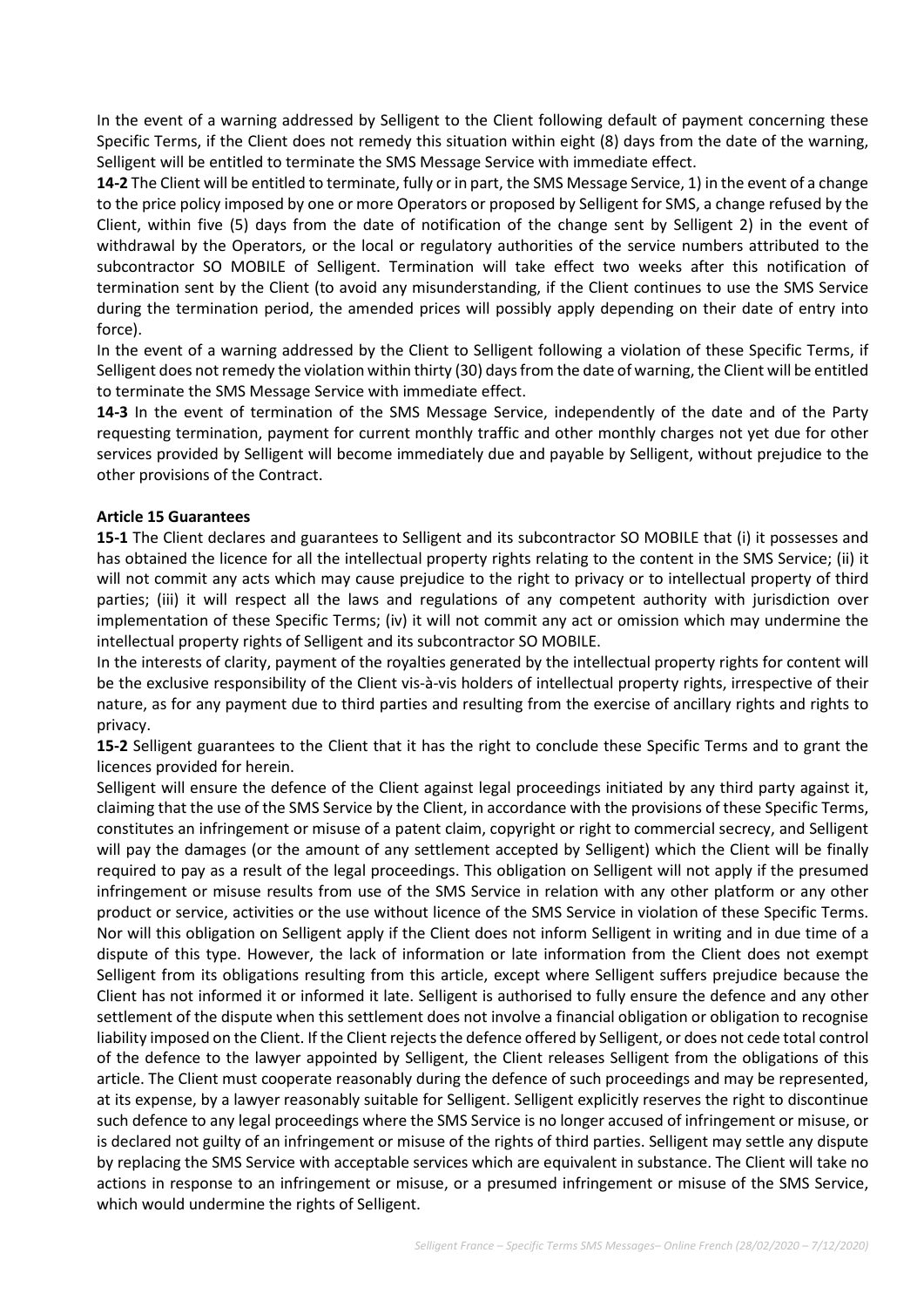In the event of a warning addressed by Selligent to the Client following default of payment concerning these Specific Terms, if the Client does not remedy this situation within eight (8) days from the date of the warning, Selligent will be entitled to terminate the SMS Message Service with immediate effect.

**14-2** The Client will be entitled to terminate, fully or in part, the SMS Message Service, 1) in the event of a change to the price policy imposed by one or more Operators or proposed by Selligent for SMS, a change refused by the Client, within five (5) days from the date of notification of the change sent by Selligent 2) in the event of withdrawal by the Operators, or the local or regulatory authorities of the service numbers attributed to the subcontractor SO MOBILE of Selligent. Termination will take effect two weeks after this notification of termination sent by the Client (to avoid any misunderstanding, if the Client continues to use the SMS Service during the termination period, the amended prices will possibly apply depending on their date of entry into force).

In the event of a warning addressed by the Client to Selligent following a violation of these Specific Terms, if Selligent does not remedy the violation within thirty (30) days from the date of warning, the Client will be entitled to terminate the SMS Message Service with immediate effect.

**14-3** In the event of termination of the SMS Message Service, independently of the date and of the Party requesting termination, payment for current monthly traffic and other monthly charges not yet due for other services provided by Selligent will become immediately due and payable by Selligent, without prejudice to the other provisions of the Contract.

**Article 15 Guarantees**

**15-1** The Client declares and guarantees to Selligent and its subcontractor SO MOBILE that (i) it possesses and has obtained the licence for all the intellectual property rights relating to the content in the SMS Service; (ii) it will not commit any acts which may cause prejudice to the right to privacy or to intellectual property of third parties; (iii) it will respect all the laws and regulations of any competent authority with jurisdiction over implementation of these Specific Terms; (iv) it will not commit any act or omission which may undermine the intellectual property rights of Selligent and its subcontractor SO MOBILE.

In the interests of clarity, payment of the royalties generated by the intellectual property rights for content will be the exclusive responsibility of the Client vis-à-vis holders of intellectual property rights, irrespective of their nature, as for any payment due to third parties and resulting from the exercise of ancillary rights and rights to privacy.

**15-2** Selligent guarantees to the Client that it has the right to conclude these Specific Terms and to grant the licences provided for herein.

Selligent will ensure the defence of the Client against legal proceedings initiated by any third party against it, claiming that the use of the SMS Service by the Client, in accordance with the provisions of these Specific Terms, constitutes an infringement or misuse of a patent claim, copyright or right to commercial secrecy, and Selligent will pay the damages (or the amount of any settlement accepted by Selligent) which the Client will be finally required to pay as a result of the legal proceedings. This obligation on Selligent will not apply if the presumed infringement or misuse results from use of the SMS Service in relation with any other platform or any other product or service, activities or the use without licence of the SMS Service in violation of these Specific Terms. Nor will this obligation on Selligent apply if the Client does not inform Selligent in writing and in due time of a dispute of this type. However, the lack of information or late information from the Client does not exempt Selligent from its obligations resulting from this article, except where Selligent suffers prejudice because the Client has not informed it or informed it late. Selligent is authorised to fully ensure the defence and any other settlement of the dispute when this settlement does not involve a financial obligation or obligation to recognise liability imposed on the Client. If the Client rejects the defence offered by Selligent, or does not cede total control of the defence to the lawyer appointed by Selligent, the Client releases Selligent from the obligations of this article. The Client must cooperate reasonably during the defence of such proceedings and may be represented, at its expense, by a lawyer reasonably suitable for Selligent. Selligent explicitly reserves the right to discontinue such defence to any legal proceedings where the SMS Service is no longer accused of infringement or misuse, or is declared not guilty of an infringement or misuse of the rights of third parties. Selligent may settle any dispute by replacing the SMS Service with acceptable services which are equivalent in substance. The Client will take no actions in response to an infringement or misuse, or a presumed infringement or misuse of the SMS Service, which would undermine the rights of Selligent.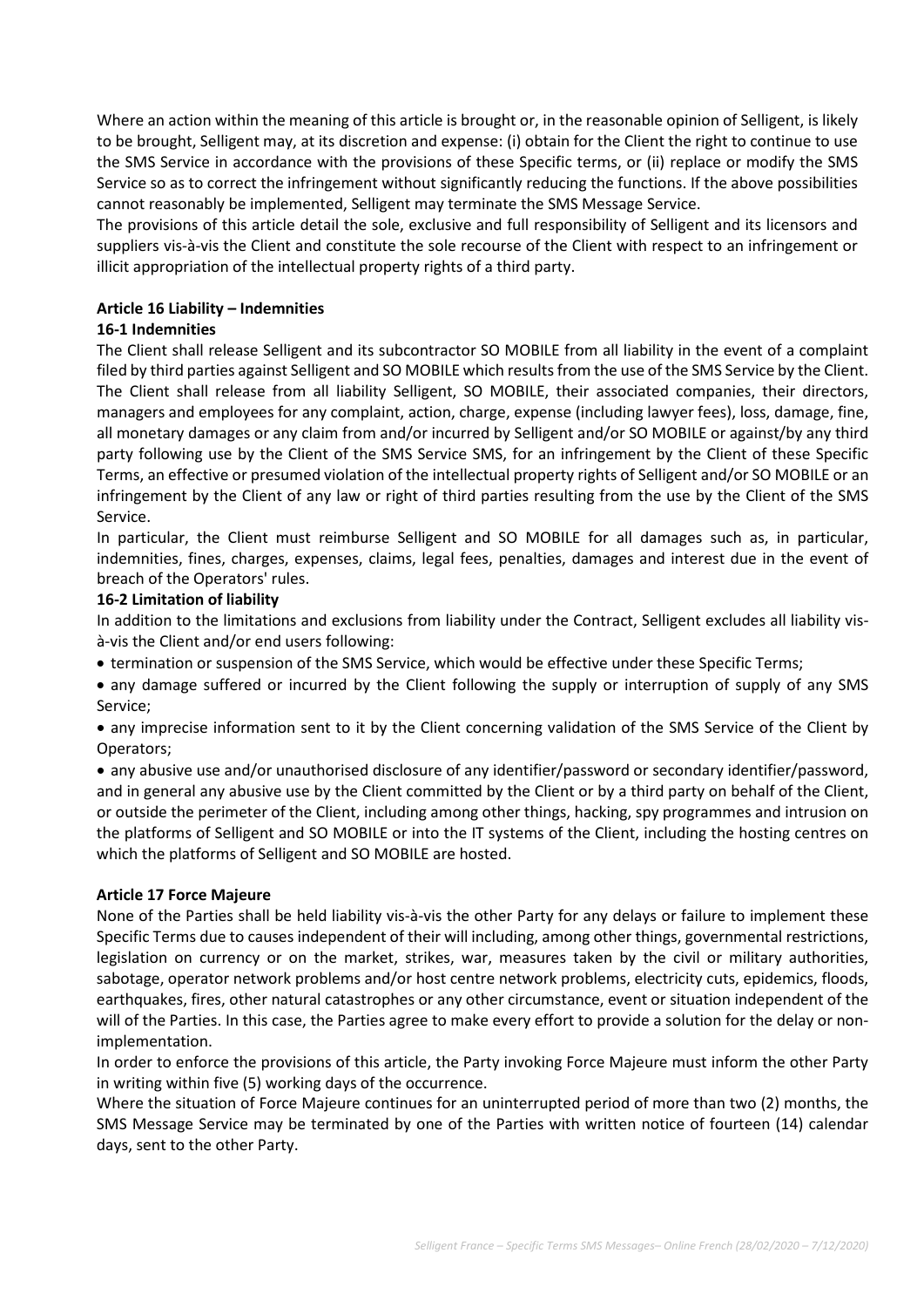Where an action within the meaning of this article is brought or, in the reasonable opinion of Selligent, is likely to be brought, Selligent may, at its discretion and expense: (i) obtain for the Client the right to continue to use the SMS Service in accordance with the provisions of these Specific terms, or (ii) replace or modify the SMS Service so as to correct the infringement without significantly reducing the functions. If the above possibilities cannot reasonably be implemented, Selligent may terminate the SMS Message Service.

The provisions of this article detail the sole, exclusive and full responsibility of Selligent and its licensors and suppliers vis-à-vis the Client and constitute the sole recourse of the Client with respect to an infringement or illicit appropriation of the intellectual property rights of a third party.

**Article 16 Liability – Indemnities**

**16-1 Indemnities**

The Client shall release Selligent and its subcontractor SO MOBILE from all liability in the event of a complaint filed by third parties against Selligent and SO MOBILE which results from the use of the SMS Service by the Client. The Client shall release from all liability Selligent, SO MOBILE, their associated companies, their directors, managers and employees for any complaint, action, charge, expense (including lawyer fees), loss, damage, fine, all monetary damages or any claim from and/or incurred by Selligent and/or SO MOBILE or against/by any third party following use by the Client of the SMS Service SMS, for an infringement by the Client of these Specific Terms, an effective or presumed violation of the intellectual property rights of Selligent and/or SO MOBILE or an infringement by the Client of any law or right of third parties resulting from the use by the Client of the SMS Service.

In particular, the Client must reimburse Selligent and SO MOBILE for all damages such as, in particular, indemnities, fines, charges, expenses, claims, legal fees, penalties, damages and interest due in the event of breach of the Operators' rules.

**16-2 Limitation of liability**

In addition to the limitations and exclusions from liability under the Contract, Selligent excludes all liability vis-à-vis the Client and/or end users following:

- termination or suspension of the SMS Service, which would be effective under these Specific Terms;
- any damage suffered or incurred by the Client following the supply or interruption of supply of any SMS Service;
- any imprecise information sent to it by the Client concerning validation of the SMS Service of the Client by Operators;
- any abusive use and/or unauthorised disclosure of any identifier/password or secondary identifier/password, and in general any abusive use by the Client committed by the Client or by a third party on behalf of the Client, or outside the perimeter of the Client, including among other things, hacking, spy programmes and intrusion on the platforms of Selligent and SO MOBILE or into the IT systems of the Client, including the hosting centres on which the platforms of Selligent and SO MOBILE are hosted.

**Article 17 Force Majeure**

None of the Parties shall be held liability vis-à-vis the other Party for any delays or failure to implement these Specific Terms due to causes independent of their will including, among other things, governmental restrictions, legislation on currency or on the market, strikes, war, measures taken by the civil or military authorities, sabotage, operator network problems and/or host centre network problems, electricity cuts, epidemics, floods, earthquakes, fires, other natural catastrophes or any other circumstance, event or situation independent of the will of the Parties. In this case, the Parties agree to make every effort to provide a solution for the delay or non-implementation.

In order to enforce the provisions of this article, the Party invoking Force Majeure must inform the other Party in writing within five (5) working days of the occurrence.

Where the situation of Force Majeure continues for an uninterrupted period of more than two (2) months, the SMS Message Service may be terminated by one of the Parties with written notice of fourteen (14) calendar days, sent to the other Party.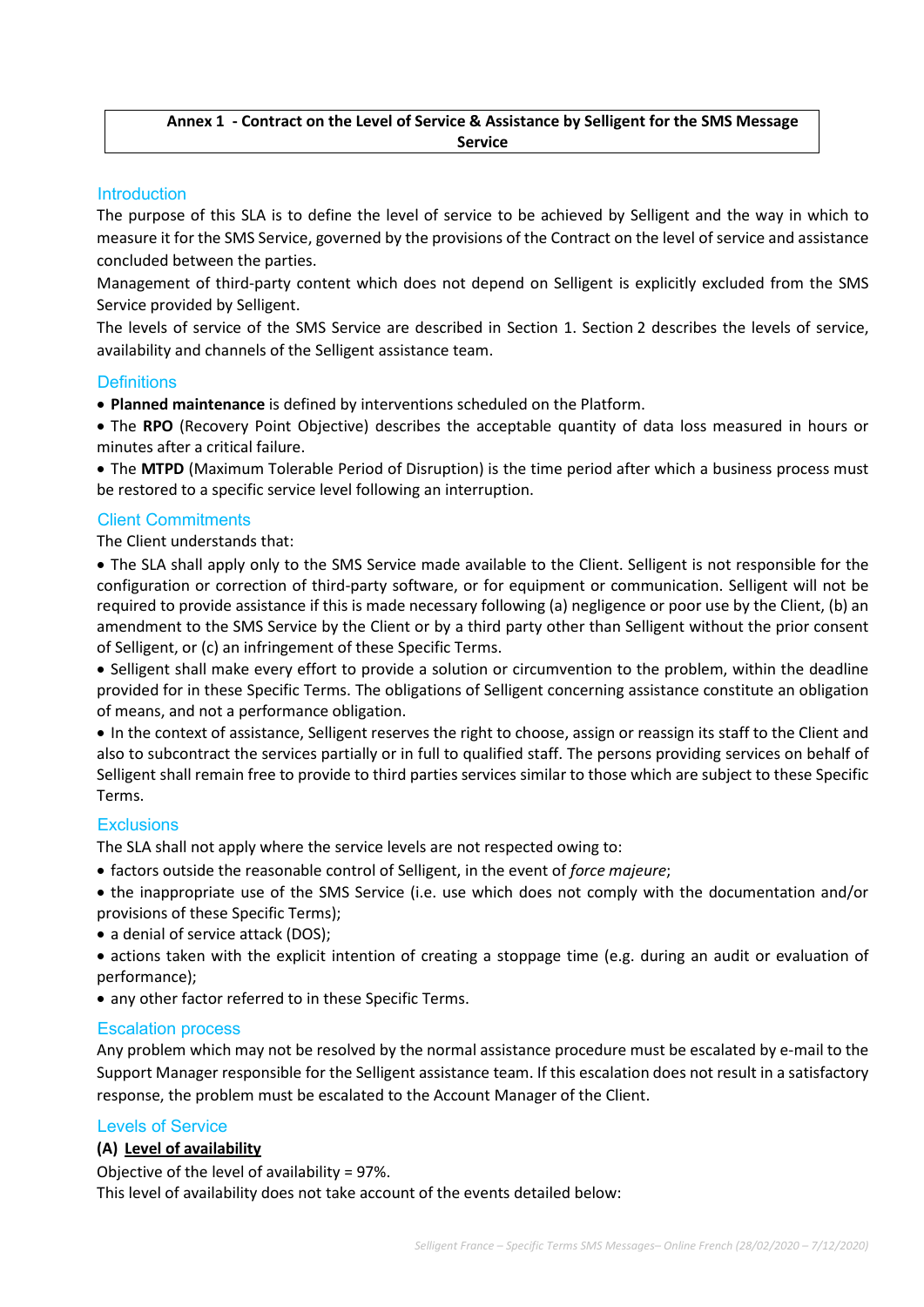**Annex 1 - Contract on the Level of Service & Assistance by Selligent for the SMS Message Service**

## Introduction

The purpose of this SLA is to define the level of service to be achieved by Selligent and the way in which to measure it for the SMS Service, governed by the provisions of the Contract on the level of service and assistance concluded between the parties.

Management of third-party content which does not depend on Selligent is explicitly excluded from the SMS Service provided by Selligent.

The levels of service of the SMS Service are described in Section 1. Section 2 describes the levels of service, availability and channels of the Selligent assistance team.

## Definitions

- **Planned maintenance** is defined by interventions scheduled on the Platform.
- The **RPO** (Recovery Point Objective) describes the acceptable quantity of data loss measured in hours or minutes after a critical failure.
- The **MTPD** (Maximum Tolerable Period of Disruption) is the time period after which a business process must be restored to a specific service level following an interruption.

## Client Commitments

The Client understands that:

- The SLA shall apply only to the SMS Service made available to the Client. Selligent is not responsible for the configuration or correction of third-party software, or for equipment or communication. Selligent will not be required to provide assistance if this is made necessary following (a) negligence or poor use by the Client, (b) an amendment to the SMS Service by the Client or by a third party other than Selligent without the prior consent of Selligent, or (c) an infringement of these Specific Terms.
- Selligent shall make every effort to provide a solution or circumvention to the problem, within the deadline provided for in these Specific Terms. The obligations of Selligent concerning assistance constitute an obligation of means, and not a performance obligation.
- In the context of assistance, Selligent reserves the right to choose, assign or reassign its staff to the Client and also to subcontract the services partially or in full to qualified staff. The persons providing services on behalf of Selligent shall remain free to provide to third parties services similar to those which are subject to these Specific Terms.

## Exclusions

The SLA shall not apply where the service levels are not respected owing to:

- factors outside the reasonable control of Selligent, in the event of *force majeure*;
- the inappropriate use of the SMS Service (i.e. use which does not comply with the documentation and/or provisions of these Specific Terms);
- a denial of service attack (DOS);
- actions taken with the explicit intention of creating a stoppage time (e.g. during an audit or evaluation of performance);
- any other factor referred to in these Specific Terms.

## Escalation process

Any problem which may not be resolved by the normal assistance procedure must be escalated by e-mail to the Support Manager responsible for the Selligent assistance team. If this escalation does not result in a satisfactory response, the problem must be escalated to the Account Manager of the Client.

## Levels of Service

### (A) Level of availability

Objective of the level of availability = 97%.

This level of availability does not take account of the events detailed below: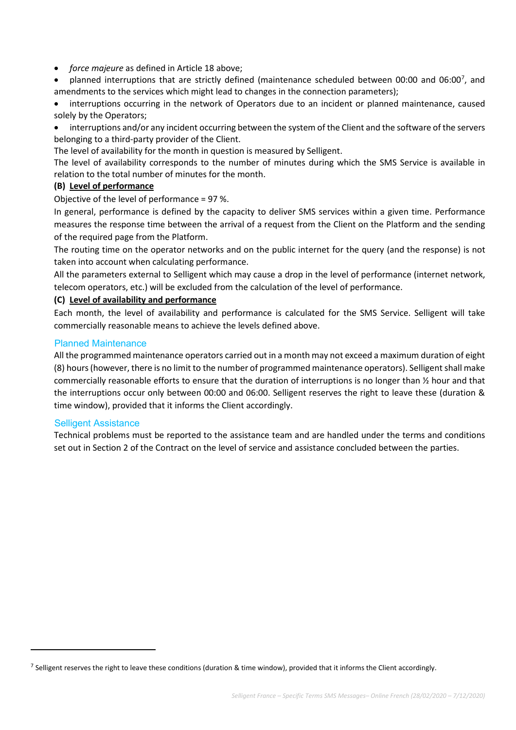- *force majeure* as defined in Article 18 above;
- planned interruptions that are strictly defined (maintenance scheduled between 00:00 and 06:00[7], and amendments to the services which might lead to changes in the connection parameters);
- interruptions occurring in the network of Operators due to an incident or planned maintenance, caused solely by the Operators;
- interruptions and/or any incident occurring between the system of the Client and the software of the servers belonging to a third-party provider of the Client.

The level of availability for the month in question is measured by Selligent.

The level of availability corresponds to the number of minutes during which the SMS Service is available in relation to the total number of minutes for the month.

**(B) <u>Level of performance</u>**

Objective of the level of performance = 97 %.

In general, performance is defined by the capacity to deliver SMS services within a given time. Performance measures the response time between the arrival of a request from the Client on the Platform and the sending of the required page from the Platform.

The routing time on the operator networks and on the public internet for the query (and the response) is not taken into account when calculating performance.

All the parameters external to Selligent which may cause a drop in the level of performance (internet network, telecom operators, etc.) will be excluded from the calculation of the level of performance.

**(C) <u>Level of availability and performance</u>**

Each month, the level of availability and performance is calculated for the SMS Service. Selligent will take commercially reasonable means to achieve the levels defined above.

### Planned Maintenance

All the programmed maintenance operators carried out in a month may not exceed a maximum duration of eight (8) hours (however, there is no limit to the number of programmed maintenance operators). Selligent shall make commercially reasonable efforts to ensure that the duration of interruptions is no longer than ½ hour and that the interruptions occur only between 00:00 and 06:00. Selligent reserves the right to leave these (duration & time window), provided that it informs the Client accordingly.

### Selligent Assistance

Technical problems must be reported to the assistance team and are handled under the terms and conditions set out in Section 2 of the Contract on the level of service and assistance concluded between the parties.

---

[7] Selligent reserves the right to leave these conditions (duration & time window), provided that it informs the Client accordingly.